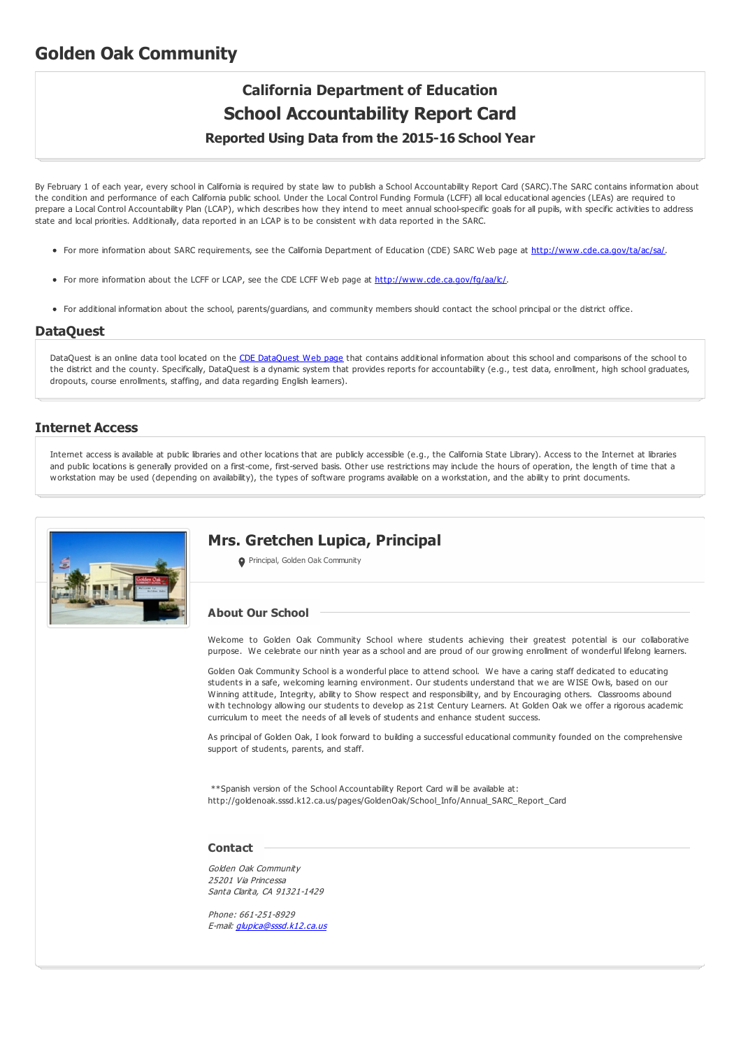# Golden Oak Community

## California Department of Education
## School Accountability Report Card
### Reported Using Data from the 2015-16 School Year

By February 1 of each year, every school in California is required by state law to publish a School Accountability Report Card (SARC).The SARC contains information about the condition and performance of each California public school. Under the Local Control Funding Formula (LCFF) all local educational agencies (LEAs) are required to prepare a Local Control Accountability Plan (LCAP), which describes how they intend to meet annual school-specific goals for all pupils, with specific activities to address state and local priorities. Additionally, data reported in an LCAP is to be consistent with data reported in the SARC.

- For more information about SARC requirements, see the California Department of Education (CDE) SARC Web page at http://www.cde.ca.gov/ta/ac/sa/.
- For more information about the LCFF or LCAP, see the CDE LCFF Web page at http://www.cde.ca.gov/fg/aa/lc/.
- For additional information about the school, parents/guardians, and community members should contact the school principal or the district office.

## DataQuest

DataQuest is an online data tool located on the CDE DataQuest Web page that contains additional information about this school and comparisons of the school to the district and the county. Specifically, DataQuest is a dynamic system that provides reports for accountability (e.g., test data, enrollment, high school graduates, dropouts, course enrollments, staffing, and data regarding English learners).

## Internet Access

Internet access is available at public libraries and other locations that are publicly accessible (e.g., the California State Library). Access to the Internet at libraries and public locations is generally provided on a first-come, first-served basis. Other use restrictions may include the hours of operation, the length of time that a workstation may be used (depending on availability), the types of software programs available on a workstation, and the ability to print documents.

## Mrs. Gretchen Lupica, Principal

Principal, Golden Oak Community

### About Our School

Welcome to Golden Oak Community School where students achieving their greatest potential is our collaborative purpose. We celebrate our ninth year as a school and are proud of our growing enrollment of wonderful lifelong learners.

Golden Oak Community School is a wonderful place to attend school. We have a caring staff dedicated to educating students in a safe, welcoming learning environment. Our students understand that we are WISE Owls, based on our Winning attitude, Integrity, ability to Show respect and responsibility, and by Encouraging others. Classrooms abound with technology allowing our students to develop as 21st Century Learners. At Golden Oak we offer a rigorous academic curriculum to meet the needs of all levels of students and enhance student success.

As principal of Golden Oak, I look forward to building a successful educational community founded on the comprehensive support of students, parents, and staff.

**Spanish version of the School Accountability Report Card will be available at: http://goldenoak.sssd.k12.ca.us/pages/GoldenOak/School_Info/Annual_SARC_Report_Card

### Contact

*Golden Oak Community*
*25201 Via Princessa*
*Santa Clarita, CA 91321-1429*

*Phone: 661-251-8929*
*E-mail: glupica@sssd.k12.ca.us*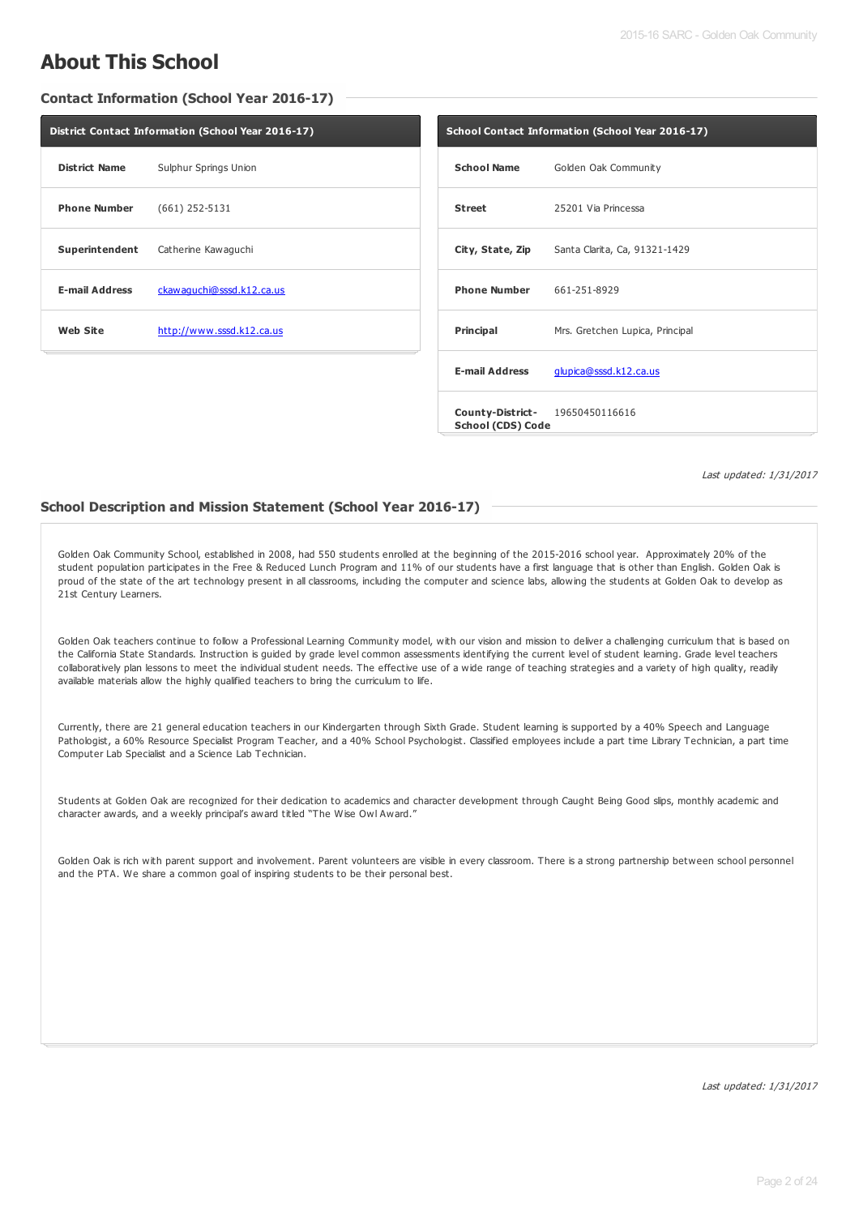# About This School

## Contact Information (School Year 2016-17)

| District Contact Information (School Year 2016-17) | |
|---|---|
| **District Name** | Sulphur Springs Union |
| **Phone Number** | (661) 252-5131 |
| **Superintendent** | Catherine Kawaguchi |
| **E-mail Address** | ckawaguchi@sssd.k12.ca.us |
| **Web Site** | http://www.sssd.k12.ca.us |

| School Contact Information (School Year 2016-17) | |
|---|---|
| **School Name** | Golden Oak Community |
| **Street** | 25201 Via Princessa |
| **City, State, Zip** | Santa Clarita, Ca, 91321-1429 |
| **Phone Number** | 661-251-8929 |
| **Principal** | Mrs. Gretchen Lupica, Principal |
| **E-mail Address** | glupica@sssd.k12.ca.us |
| **County-District-School (CDS) Code** | 19650450116616 |

*Last updated: 1/31/2017*

## School Description and Mission Statement (School Year 2016-17)

Golden Oak Community School, established in 2008, had 550 students enrolled at the beginning of the 2015-2016 school year. Approximately 20% of the student population participates in the Free & Reduced Lunch Program and 11% of our students have a first language that is other than English. Golden Oak is proud of the state of the art technology present in all classrooms, including the computer and science labs, allowing the students at Golden Oak to develop as 21st Century Learners.

Golden Oak teachers continue to follow a Professional Learning Community model, with our vision and mission to deliver a challenging curriculum that is based on the California State Standards. Instruction is guided by grade level common assessments identifying the current level of student learning. Grade level teachers collaboratively plan lessons to meet the individual student needs. The effective use of a wide range of teaching strategies and a variety of high quality, readily available materials allow the highly qualified teachers to bring the curriculum to life.

Currently, there are 21 general education teachers in our Kindergarten through Sixth Grade. Student learning is supported by a 40% Speech and Language Pathologist, a 60% Resource Specialist Program Teacher, and a 40% School Psychologist. Classified employees include a part time Library Technician, a part time Computer Lab Specialist and a Science Lab Technician.

Students at Golden Oak are recognized for their dedication to academics and character development through Caught Being Good slips, monthly academic and character awards, and a weekly principal's award titled "The Wise Owl Award."

Golden Oak is rich with parent support and involvement. Parent volunteers are visible in every classroom. There is a strong partnership between school personnel and the PTA. We share a common goal of inspiring students to be their personal best.

*Last updated: 1/31/2017*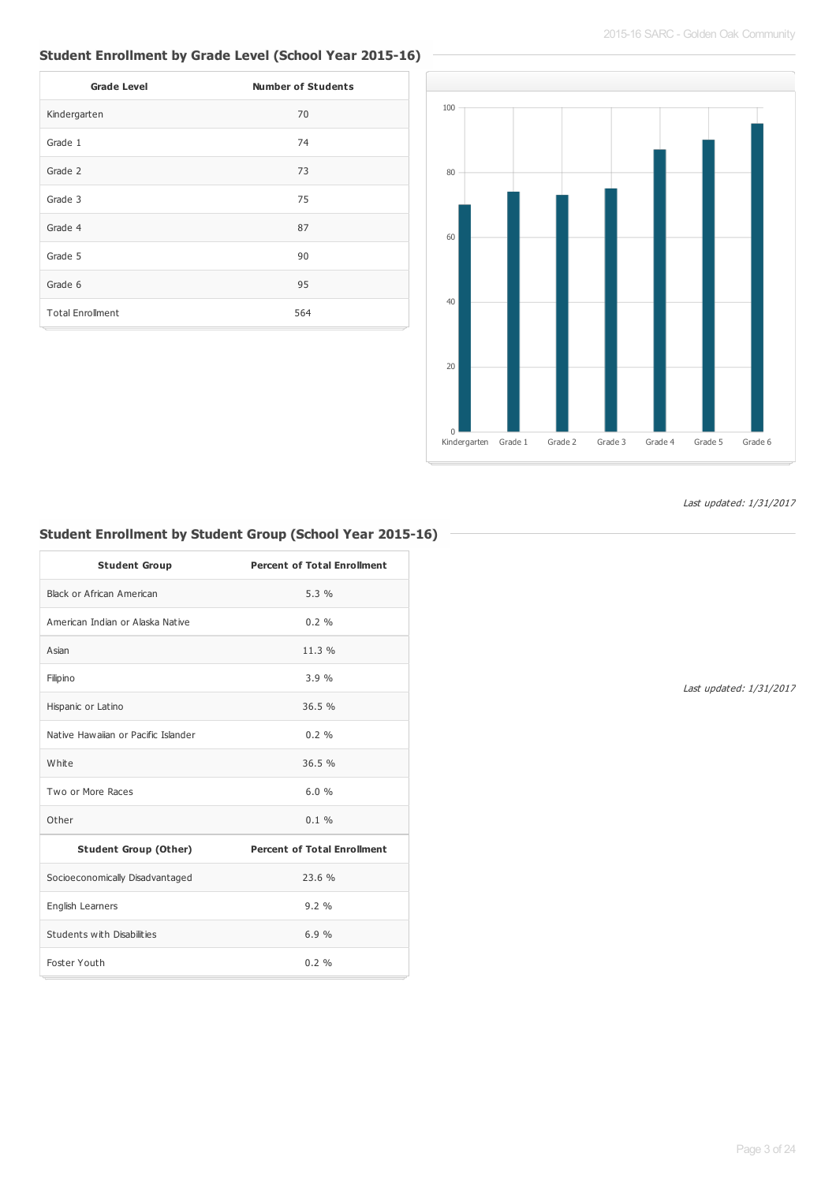## Student Enrollment by Grade Level (School Year 2015-16)

| Grade Level | Number of Students |
|---|---|
| Kindergarten | 70 |
| Grade 1 | 74 |
| Grade 2 | 73 |
| Grade 3 | 75 |
| Grade 4 | 87 |
| Grade 5 | 90 |
| Grade 6 | 95 |
| Total Enrollment | 564 |

*Last updated: 1/31/2017*

## Student Enrollment by Student Group (School Year 2015-16)

| Student Group | Percent of Total Enrollment |
|---|---|
| Black or African American | 5.3 % |
| American Indian or Alaska Native | 0.2 % |
| Asian | 11.3 % |
| Filipino | 3.9 % |
| Hispanic or Latino | 36.5 % |
| Native Hawaiian or Pacific Islander | 0.2 % |
| White | 36.5 % |
| Two or More Races | 6.0 % |
| Other | 0.1 % |
| **Student Group (Other)** | **Percent of Total Enrollment** |
| Socioeconomically Disadvantaged | 23.6 % |
| English Learners | 9.2 % |
| Students with Disabilities | 6.9 % |
| Foster Youth | 0.2 % |

*Last updated: 1/31/2017*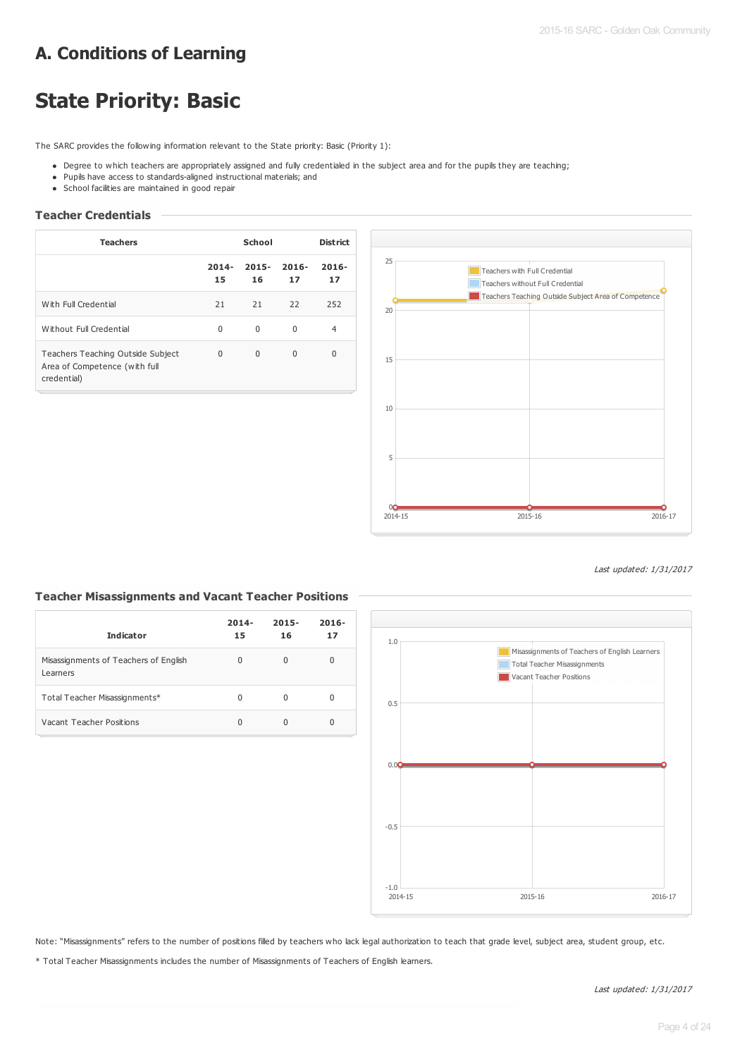# A. Conditions of Learning

# State Priority: Basic

The SARC provides the following information relevant to the State priority: Basic (Priority 1):

- Degree to which teachers are appropriately assigned and fully credentialed in the subject area and for the pupils they are teaching;
- Pupils have access to standards-aligned instructional materials; and
- School facilities are maintained in good repair

### Teacher Credentials

| Teachers | School | | | District |
|---|---|---|---|---|
| | 2014-15 | 2015-16 | 2016-17 | 2016-17 |
| With Full Credential | 21 | 21 | 22 | 252 |
| Without Full Credential | 0 | 0 | 0 | 4 |
| Teachers Teaching Outside Subject Area of Competence (with full credential) | 0 | 0 | 0 | 0 |

*Last updated: 1/31/2017*

### Teacher Misassignments and Vacant Teacher Positions

| Indicator | 2014-15 | 2015-16 | 2016-17 |
|---|---|---|---|
| Misassignments of Teachers of English Learners | 0 | 0 | 0 |
| Total Teacher Misassignments* | 0 | 0 | 0 |
| Vacant Teacher Positions | 0 | 0 | 0 |

Note: "Misassignments" refers to the number of positions filled by teachers who lack legal authorization to teach that grade level, subject area, student group, etc.

* Total Teacher Misassignments includes the number of Misassignments of Teachers of English learners.

*Last updated: 1/31/2017*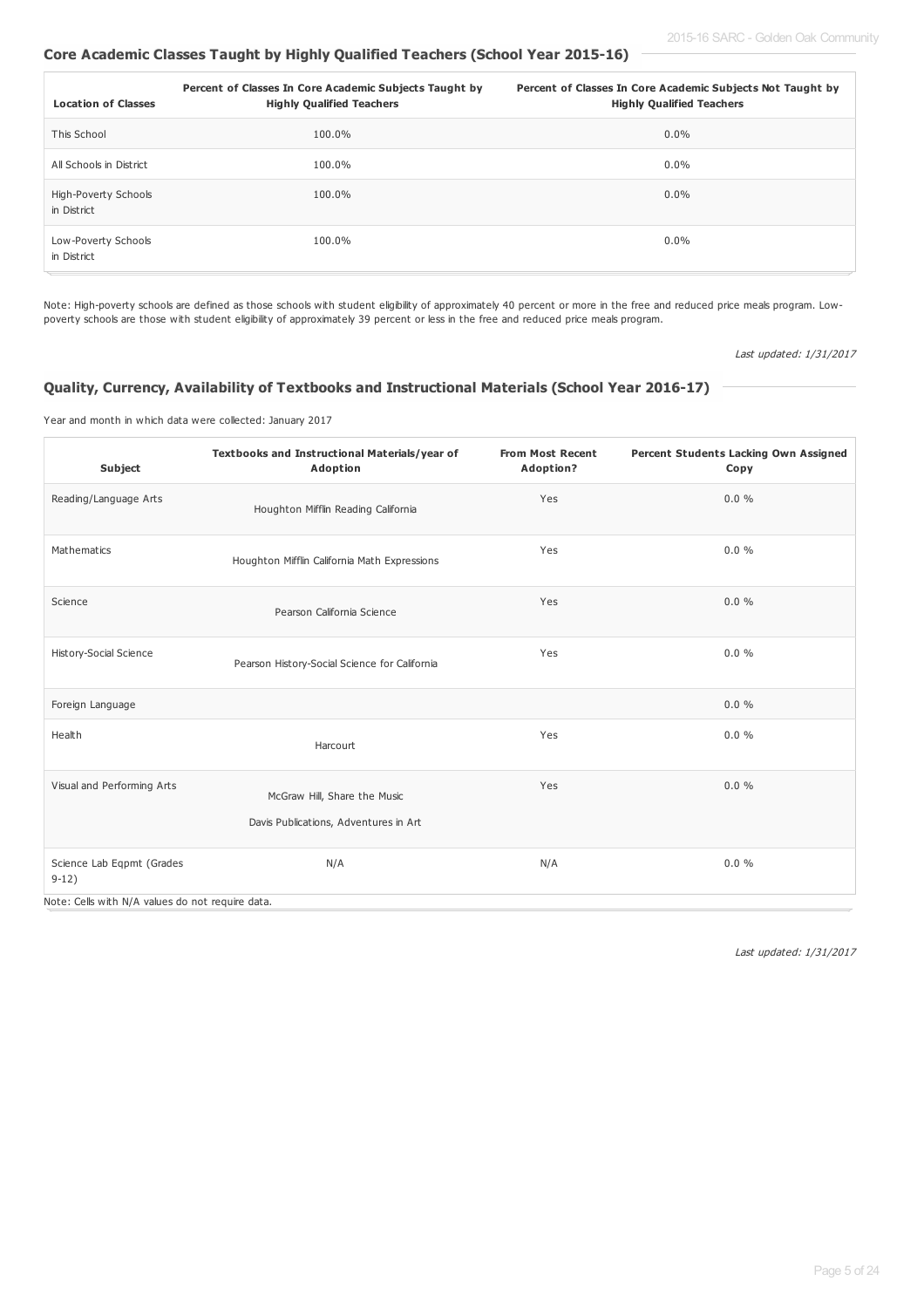## Core Academic Classes Taught by Highly Qualified Teachers (School Year 2015-16)

| Location of Classes | Percent of Classes In Core Academic Subjects Taught by Highly Qualified Teachers | Percent of Classes In Core Academic Subjects Not Taught by Highly Qualified Teachers |
|---|---|---|
| This School | 100.0% | 0.0% |
| All Schools in District | 100.0% | 0.0% |
| High-Poverty Schools in District | 100.0% | 0.0% |
| Low-Poverty Schools in District | 100.0% | 0.0% |

Note: High-poverty schools are defined as those schools with student eligibility of approximately 40 percent or more in the free and reduced price meals program. Low-poverty schools are those with student eligibility of approximately 39 percent or less in the free and reduced price meals program.

*Last updated: 1/31/2017*

## Quality, Currency, Availability of Textbooks and Instructional Materials (School Year 2016-17)

Year and month in which data were collected: January 2017

| Subject | Textbooks and Instructional Materials/year of Adoption | From Most Recent Adoption? | Percent Students Lacking Own Assigned Copy |
|---|---|---|---|
| Reading/Language Arts | Houghton Mifflin Reading California | Yes | 0.0 % |
| Mathematics | Houghton Mifflin California Math Expressions | Yes | 0.0 % |
| Science | Pearson California Science | Yes | 0.0 % |
| History-Social Science | Pearson History-Social Science for California | Yes | 0.0 % |
| Foreign Language | | | 0.0 % |
| Health | Harcourt | Yes | 0.0 % |
| Visual and Performing Arts | McGraw Hill, Share the Music<br>Davis Publications, Adventures in Art | Yes | 0.0 % |
| Science Lab Eqpmt (Grades 9-12) | N/A | N/A | 0.0 % |

Note: Cells with N/A values do not require data.

*Last updated: 1/31/2017*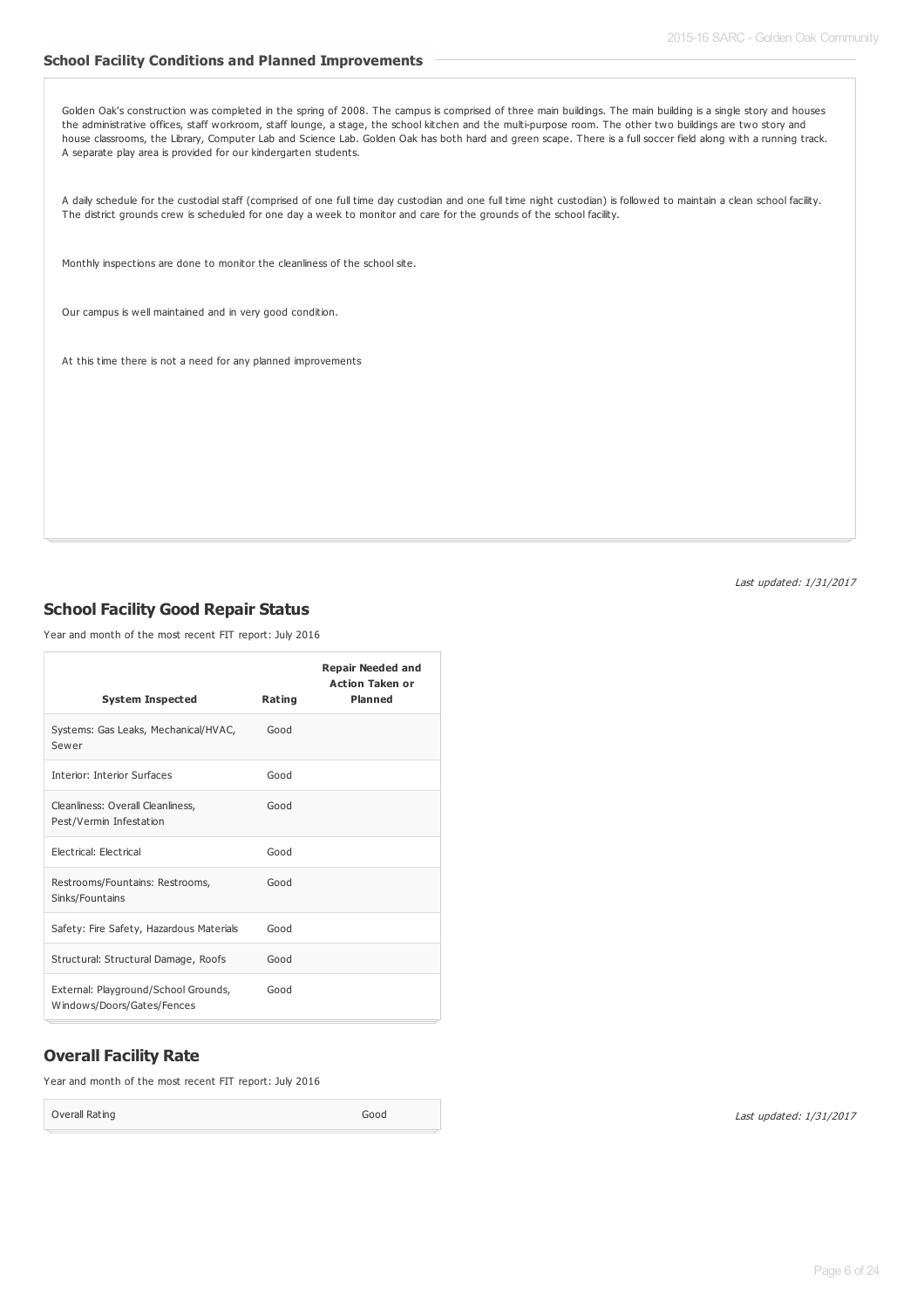### School Facility Conditions and Planned Improvements

Golden Oak's construction was completed in the spring of 2008. The campus is comprised of three main buildings. The main building is a single story and houses the administrative offices, staff workroom, staff lounge, a stage, the school kitchen and the multi-purpose room. The other two buildings are two story and house classrooms, the Library, Computer Lab and Science Lab. Golden Oak has both hard and green scape. There is a full soccer field along with a running track. A separate play area is provided for our kindergarten students.

A daily schedule for the custodial staff (comprised of one full time day custodian and one full time night custodian) is followed to maintain a clean school facility. The district grounds crew is scheduled for one day a week to monitor and care for the grounds of the school facility.

Monthly inspections are done to monitor the cleanliness of the school site.

Our campus is well maintained and in very good condition.

At this time there is not a need for any planned improvements

*Last updated: 1/31/2017*

## School Facility Good Repair Status

Year and month of the most recent FIT report: July 2016

| System Inspected | Rating | Repair Needed and Action Taken or Planned |
|---|---|---|
| Systems: Gas Leaks, Mechanical/HVAC, Sewer | Good | |
| Interior: Interior Surfaces | Good | |
| Cleanliness: Overall Cleanliness, Pest/Vermin Infestation | Good | |
| Electrical: Electrical | Good | |
| Restrooms/Fountains: Restrooms, Sinks/Fountains | Good | |
| Safety: Fire Safety, Hazardous Materials | Good | |
| Structural: Structural Damage, Roofs | Good | |
| External: Playground/School Grounds, Windows/Doors/Gates/Fences | Good | |

## Overall Facility Rate

Year and month of the most recent FIT report: July 2016

| Overall Rating | Good |
|---|---|

*Last updated: 1/31/2017*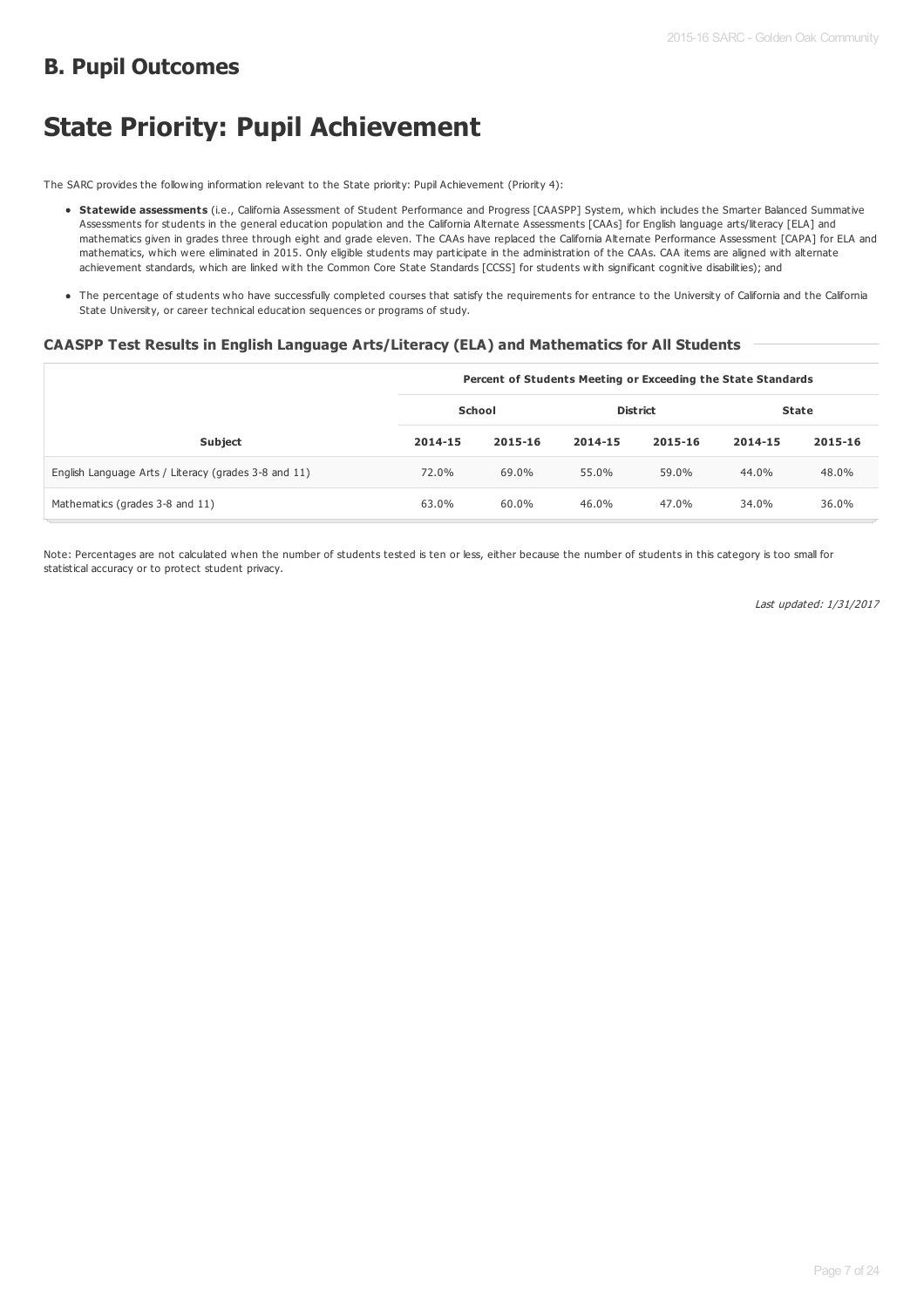## B. Pupil Outcomes

# State Priority: Pupil Achievement

The SARC provides the following information relevant to the State priority: Pupil Achievement (Priority 4):

- **Statewide assessments** (i.e., California Assessment of Student Performance and Progress [CAASPP] System, which includes the Smarter Balanced Summative Assessments for students in the general education population and the California Alternate Assessments [CAAs] for English language arts/literacy [ELA] and mathematics given in grades three through eight and grade eleven. The CAAs have replaced the California Alternate Performance Assessment [CAPA] for ELA and mathematics, which were eliminated in 2015. Only eligible students may participate in the administration of the CAAs. CAA items are aligned with alternate achievement standards, which are linked with the Common Core State Standards [CCSS] for students with significant cognitive disabilities); and
- The percentage of students who have successfully completed courses that satisfy the requirements for entrance to the University of California and the California State University, or career technical education sequences or programs of study.

### CAASPP Test Results in English Language Arts/Literacy (ELA) and Mathematics for All Students

| | Percent of Students Meeting or Exceeding the State Standards | | | | | |
|---|---|---|---|---|---|---|
| | School | | District | | State | |
| Subject | 2014-15 | 2015-16 | 2014-15 | 2015-16 | 2014-15 | 2015-16 |
| English Language Arts / Literacy (grades 3-8 and 11) | 72.0% | 69.0% | 55.0% | 59.0% | 44.0% | 48.0% |
| Mathematics (grades 3-8 and 11) | 63.0% | 60.0% | 46.0% | 47.0% | 34.0% | 36.0% |

Note: Percentages are not calculated when the number of students tested is ten or less, either because the number of students in this category is too small for statistical accuracy or to protect student privacy.

*Last updated: 1/31/2017*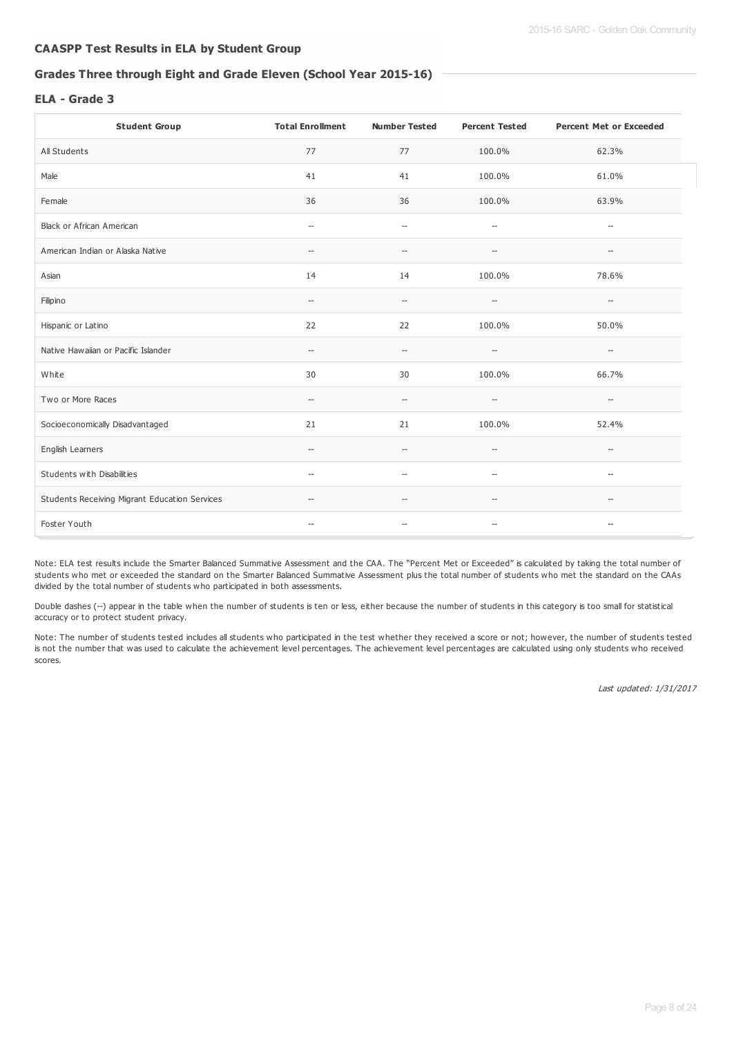## CAASPP Test Results in ELA by Student Group

### Grades Three through Eight and Grade Eleven (School Year 2015-16)

### ELA - Grade 3

| Student Group | Total Enrollment | Number Tested | Percent Tested | Percent Met or Exceeded |
|---|---|---|---|---|
| All Students | 77 | 77 | 100.0% | 62.3% |
| Male | 41 | 41 | 100.0% | 61.0% |
| Female | 36 | 36 | 100.0% | 63.9% |
| Black or African American | -- | -- | -- | -- |
| American Indian or Alaska Native | -- | -- | -- | -- |
| Asian | 14 | 14 | 100.0% | 78.6% |
| Filipino | -- | -- | -- | -- |
| Hispanic or Latino | 22 | 22 | 100.0% | 50.0% |
| Native Hawaiian or Pacific Islander | -- | -- | -- | -- |
| White | 30 | 30 | 100.0% | 66.7% |
| Two or More Races | -- | -- | -- | -- |
| Socioeconomically Disadvantaged | 21 | 21 | 100.0% | 52.4% |
| English Learners | -- | -- | -- | -- |
| Students with Disabilities | -- | -- | -- | -- |
| Students Receiving Migrant Education Services | -- | -- | -- | -- |
| Foster Youth | -- | -- | -- | -- |

Note: ELA test results include the Smarter Balanced Summative Assessment and the CAA. The "Percent Met or Exceeded" is calculated by taking the total number of students who met or exceeded the standard on the Smarter Balanced Summative Assessment plus the total number of students who met the standard on the CAAs divided by the total number of students who participated in both assessments.

Double dashes (--) appear in the table when the number of students is ten or less, either because the number of students in this category is too small for statistical accuracy or to protect student privacy.

Note: The number of students tested includes all students who participated in the test whether they received a score or not; however, the number of students tested is not the number that was used to calculate the achievement level percentages. The achievement level percentages are calculated using only students who received scores.

*Last updated: 1/31/2017*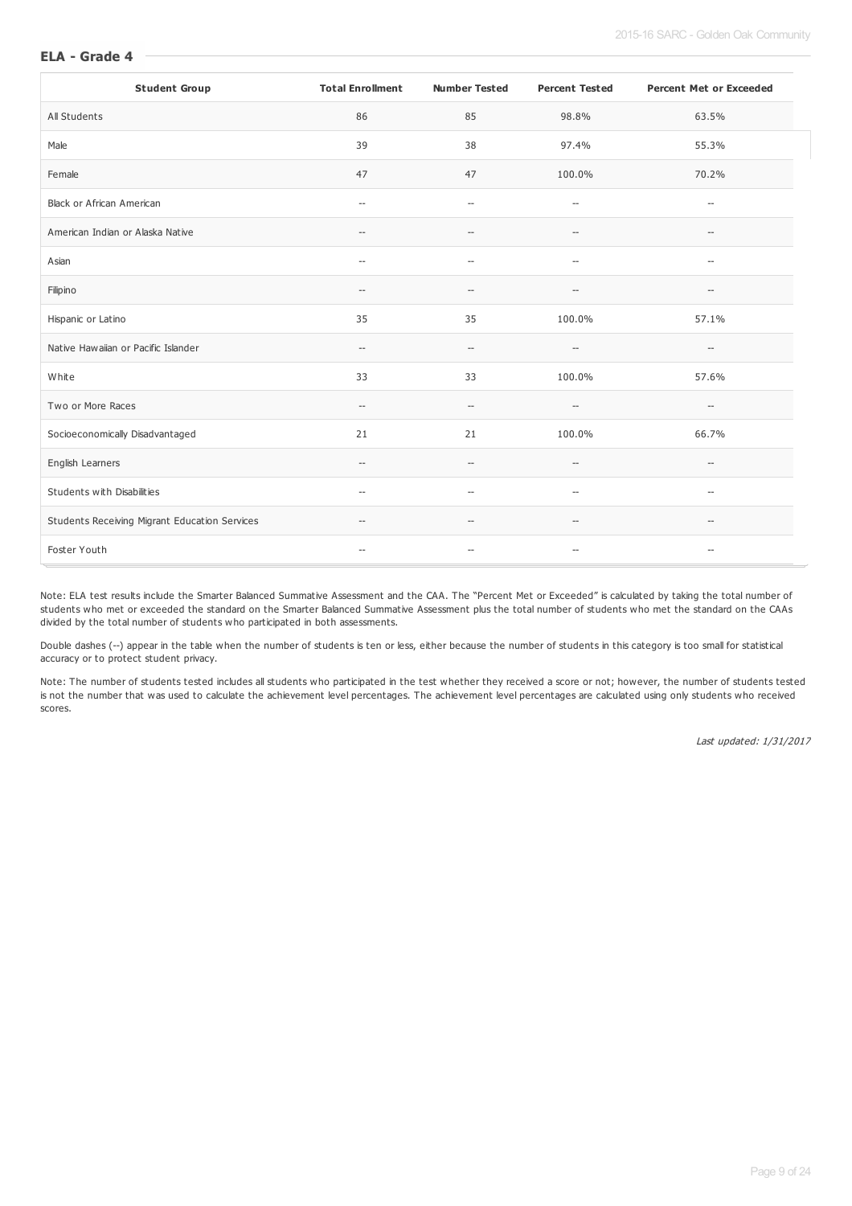## ELA - Grade 4

| Student Group | Total Enrollment | Number Tested | Percent Tested | Percent Met or Exceeded |
|---|---|---|---|---|
| All Students | 86 | 85 | 98.8% | 63.5% |
| Male | 39 | 38 | 97.4% | 55.3% |
| Female | 47 | 47 | 100.0% | 70.2% |
| Black or African American | -- | -- | -- | -- |
| American Indian or Alaska Native | -- | -- | -- | -- |
| Asian | -- | -- | -- | -- |
| Filipino | -- | -- | -- | -- |
| Hispanic or Latino | 35 | 35 | 100.0% | 57.1% |
| Native Hawaiian or Pacific Islander | -- | -- | -- | -- |
| White | 33 | 33 | 100.0% | 57.6% |
| Two or More Races | -- | -- | -- | -- |
| Socioeconomically Disadvantaged | 21 | 21 | 100.0% | 66.7% |
| English Learners | -- | -- | -- | -- |
| Students with Disabilities | -- | -- | -- | -- |
| Students Receiving Migrant Education Services | -- | -- | -- | -- |
| Foster Youth | -- | -- | -- | -- |

Note: ELA test results include the Smarter Balanced Summative Assessment and the CAA. The "Percent Met or Exceeded" is calculated by taking the total number of students who met or exceeded the standard on the Smarter Balanced Summative Assessment plus the total number of students who met the standard on the CAAs divided by the total number of students who participated in both assessments.

Double dashes (--) appear in the table when the number of students is ten or less, either because the number of students in this category is too small for statistical accuracy or to protect student privacy.

Note: The number of students tested includes all students who participated in the test whether they received a score or not; however, the number of students tested is not the number that was used to calculate the achievement level percentages. The achievement level percentages are calculated using only students who received scores.

*Last updated: 1/31/2017*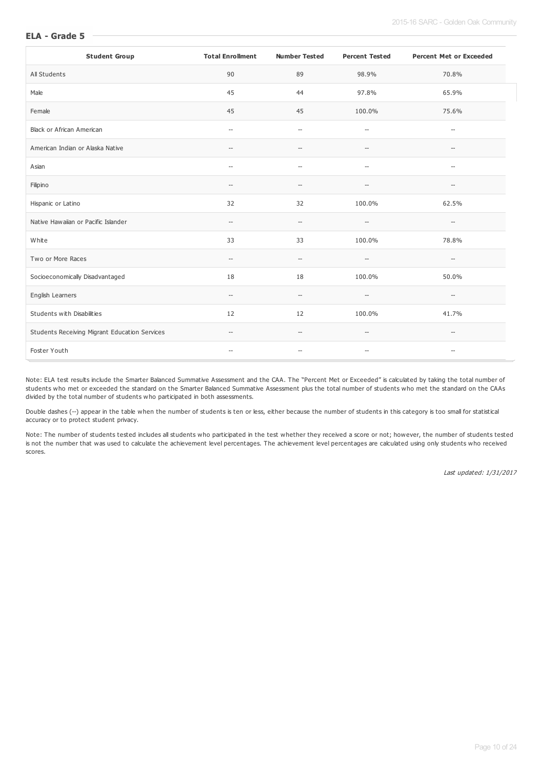## ELA - Grade 5

| Student Group | Total Enrollment | Number Tested | Percent Tested | Percent Met or Exceeded |
|---|---|---|---|---|
| All Students | 90 | 89 | 98.9% | 70.8% |
| Male | 45 | 44 | 97.8% | 65.9% |
| Female | 45 | 45 | 100.0% | 75.6% |
| Black or African American | -- | -- | -- | -- |
| American Indian or Alaska Native | -- | -- | -- | -- |
| Asian | -- | -- | -- | -- |
| Filipino | -- | -- | -- | -- |
| Hispanic or Latino | 32 | 32 | 100.0% | 62.5% |
| Native Hawaiian or Pacific Islander | -- | -- | -- | -- |
| White | 33 | 33 | 100.0% | 78.8% |
| Two or More Races | -- | -- | -- | -- |
| Socioeconomically Disadvantaged | 18 | 18 | 100.0% | 50.0% |
| English Learners | -- | -- | -- | -- |
| Students with Disabilities | 12 | 12 | 100.0% | 41.7% |
| Students Receiving Migrant Education Services | -- | -- | -- | -- |
| Foster Youth | -- | -- | -- | -- |

Note: ELA test results include the Smarter Balanced Summative Assessment and the CAA. The "Percent Met or Exceeded" is calculated by taking the total number of students who met or exceeded the standard on the Smarter Balanced Summative Assessment plus the total number of students who met the standard on the CAAs divided by the total number of students who participated in both assessments.

Double dashes (--) appear in the table when the number of students is ten or less, either because the number of students in this category is too small for statistical accuracy or to protect student privacy.

Note: The number of students tested includes all students who participated in the test whether they received a score or not; however, the number of students tested is not the number that was used to calculate the achievement level percentages. The achievement level percentages are calculated using only students who received scores.

*Last updated: 1/31/2017*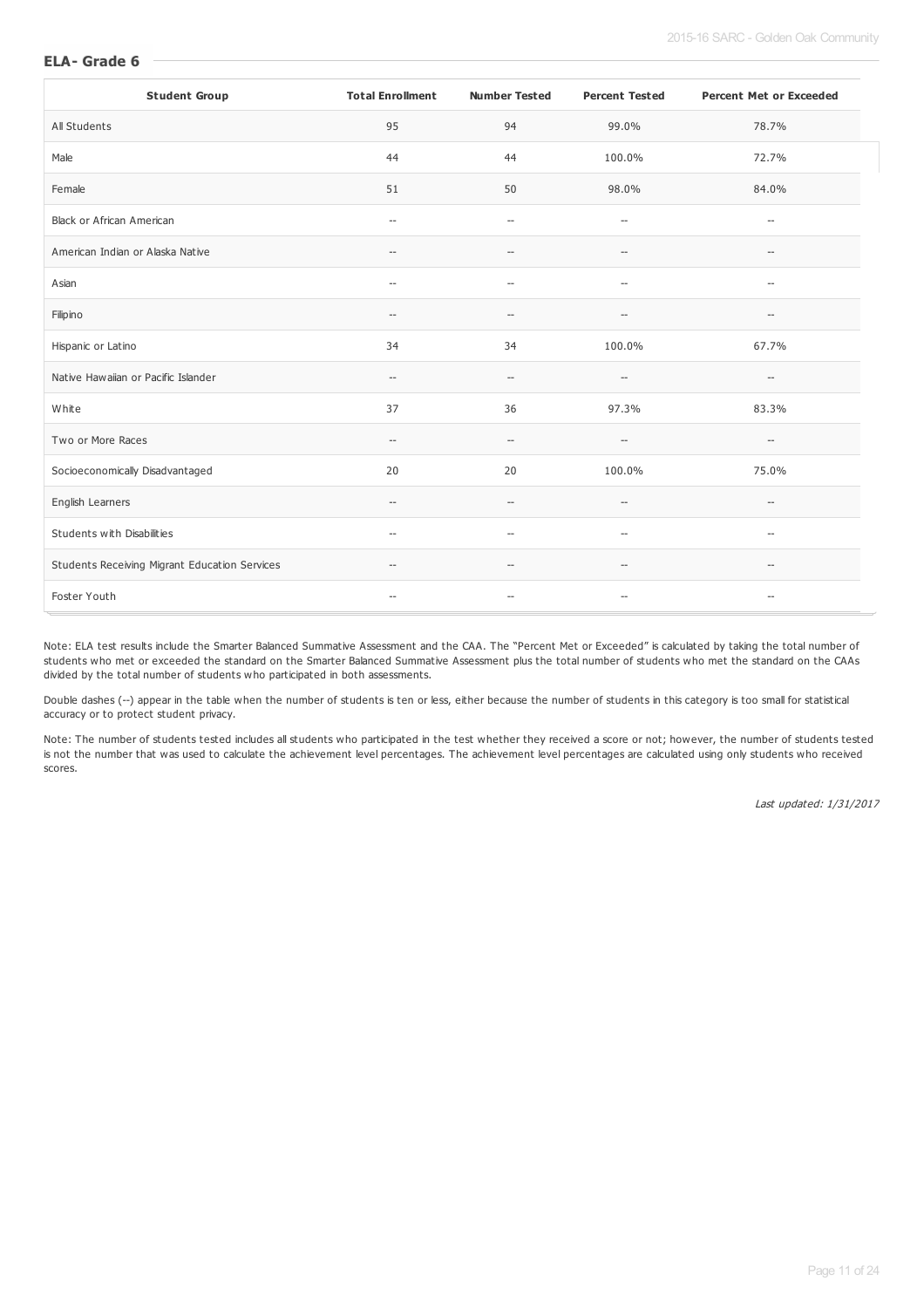## ELA- Grade 6

| Student Group | Total Enrollment | Number Tested | Percent Tested | Percent Met or Exceeded |
| --- | --- | --- | --- | --- |
| All Students | 95 | 94 | 99.0% | 78.7% |
| Male | 44 | 44 | 100.0% | 72.7% |
| Female | 51 | 50 | 98.0% | 84.0% |
| Black or African American | -- | -- | -- | -- |
| American Indian or Alaska Native | -- | -- | -- | -- |
| Asian | -- | -- | -- | -- |
| Filipino | -- | -- | -- | -- |
| Hispanic or Latino | 34 | 34 | 100.0% | 67.7% |
| Native Hawaiian or Pacific Islander | -- | -- | -- | -- |
| White | 37 | 36 | 97.3% | 83.3% |
| Two or More Races | -- | -- | -- | -- |
| Socioeconomically Disadvantaged | 20 | 20 | 100.0% | 75.0% |
| English Learners | -- | -- | -- | -- |
| Students with Disabilities | -- | -- | -- | -- |
| Students Receiving Migrant Education Services | -- | -- | -- | -- |
| Foster Youth | -- | -- | -- | -- |

Note: ELA test results include the Smarter Balanced Summative Assessment and the CAA. The "Percent Met or Exceeded" is calculated by taking the total number of students who met or exceeded the standard on the Smarter Balanced Summative Assessment plus the total number of students who met the standard on the CAAs divided by the total number of students who participated in both assessments.

Double dashes (--) appear in the table when the number of students is ten or less, either because the number of students in this category is too small for statistical accuracy or to protect student privacy.

Note: The number of students tested includes all students who participated in the test whether they received a score or not; however, the number of students tested is not the number that was used to calculate the achievement level percentages. The achievement level percentages are calculated using only students who received scores.

*Last updated: 1/31/2017*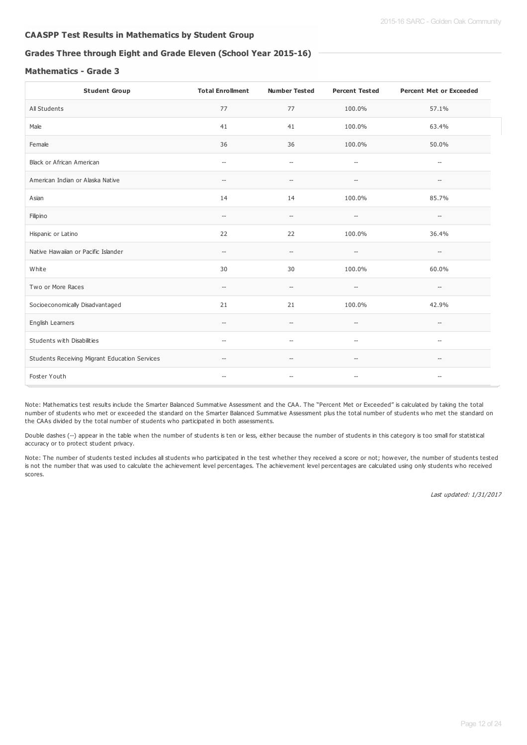## CAASPP Test Results in Mathematics by Student Group

### Grades Three through Eight and Grade Eleven (School Year 2015-16)

### Mathematics - Grade 3

| Student Group | Total Enrollment | Number Tested | Percent Tested | Percent Met or Exceeded |
|---|---|---|---|---|
| All Students | 77 | 77 | 100.0% | 57.1% |
| Male | 41 | 41 | 100.0% | 63.4% |
| Female | 36 | 36 | 100.0% | 50.0% |
| Black or African American | -- | -- | -- | -- |
| American Indian or Alaska Native | -- | -- | -- | -- |
| Asian | 14 | 14 | 100.0% | 85.7% |
| Filipino | -- | -- | -- | -- |
| Hispanic or Latino | 22 | 22 | 100.0% | 36.4% |
| Native Hawaiian or Pacific Islander | -- | -- | -- | -- |
| White | 30 | 30 | 100.0% | 60.0% |
| Two or More Races | -- | -- | -- | -- |
| Socioeconomically Disadvantaged | 21 | 21 | 100.0% | 42.9% |
| English Learners | -- | -- | -- | -- |
| Students with Disabilities | -- | -- | -- | -- |
| Students Receiving Migrant Education Services | -- | -- | -- | -- |
| Foster Youth | -- | -- | -- | -- |

Note: Mathematics test results include the Smarter Balanced Summative Assessment and the CAA. The "Percent Met or Exceeded" is calculated by taking the total number of students who met or exceeded the standard on the Smarter Balanced Summative Assessment plus the total number of students who met the standard on the CAAs divided by the total number of students who participated in both assessments.

Double dashes (--) appear in the table when the number of students is ten or less, either because the number of students in this category is too small for statistical accuracy or to protect student privacy.

Note: The number of students tested includes all students who participated in the test whether they received a score or not; however, the number of students tested is not the number that was used to calculate the achievement level percentages. The achievement level percentages are calculated using only students who received scores.

*Last updated: 1/31/2017*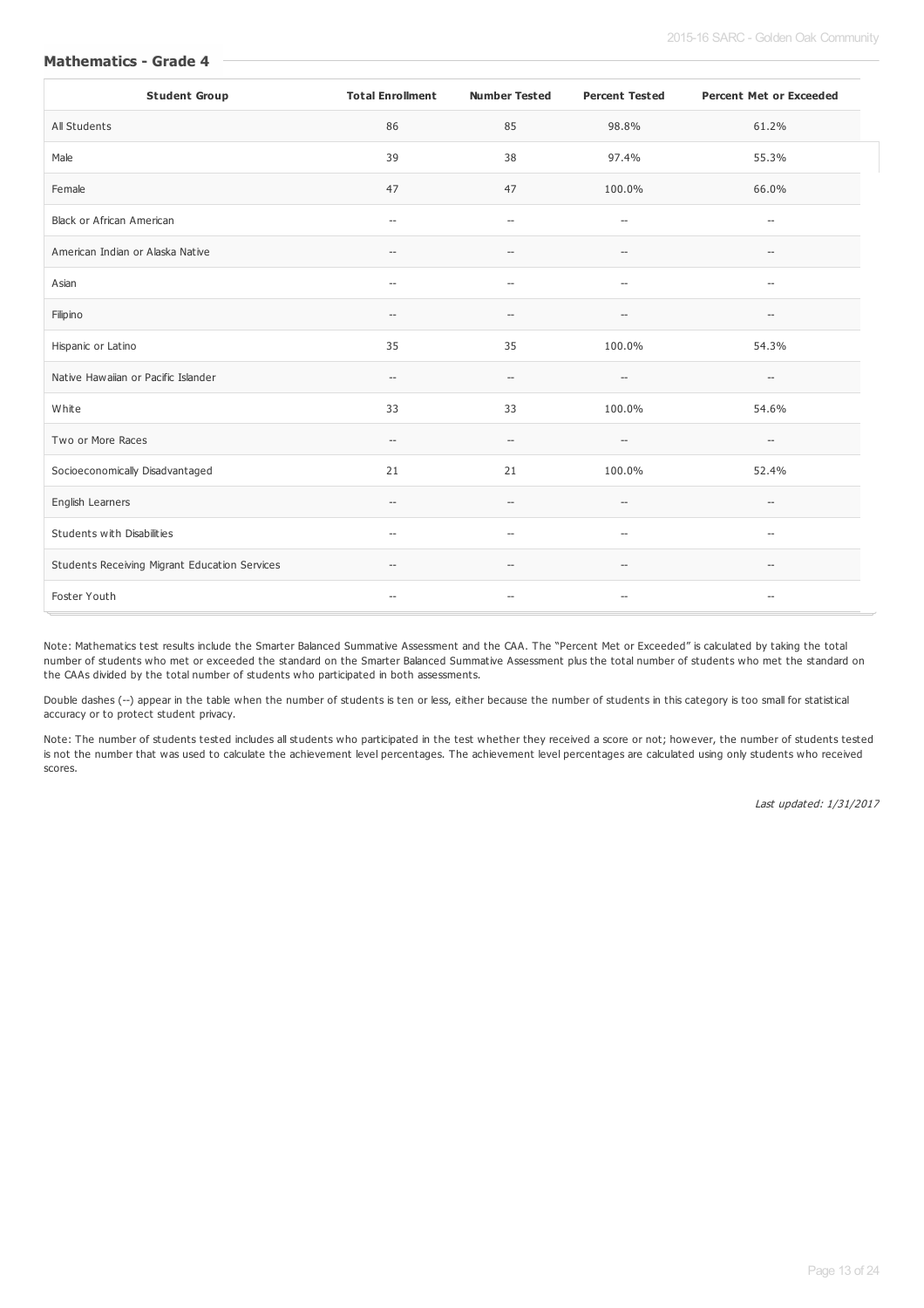### Mathematics - Grade 4

| Student Group | Total Enrollment | Number Tested | Percent Tested | Percent Met or Exceeded |
|---|---|---|---|---|
| All Students | 86 | 85 | 98.8% | 61.2% |
| Male | 39 | 38 | 97.4% | 55.3% |
| Female | 47 | 47 | 100.0% | 66.0% |
| Black or African American | -- | -- | -- | -- |
| American Indian or Alaska Native | -- | -- | -- | -- |
| Asian | -- | -- | -- | -- |
| Filipino | -- | -- | -- | -- |
| Hispanic or Latino | 35 | 35 | 100.0% | 54.3% |
| Native Hawaiian or Pacific Islander | -- | -- | -- | -- |
| White | 33 | 33 | 100.0% | 54.6% |
| Two or More Races | -- | -- | -- | -- |
| Socioeconomically Disadvantaged | 21 | 21 | 100.0% | 52.4% |
| English Learners | -- | -- | -- | -- |
| Students with Disabilities | -- | -- | -- | -- |
| Students Receiving Migrant Education Services | -- | -- | -- | -- |
| Foster Youth | -- | -- | -- | -- |

Note: Mathematics test results include the Smarter Balanced Summative Assessment and the CAA. The "Percent Met or Exceeded" is calculated by taking the total number of students who met or exceeded the standard on the Smarter Balanced Summative Assessment plus the total number of students who met the standard on the CAAs divided by the total number of students who participated in both assessments.

Double dashes (--) appear in the table when the number of students is ten or less, either because the number of students in this category is too small for statistical accuracy or to protect student privacy.

Note: The number of students tested includes all students who participated in the test whether they received a score or not; however, the number of students tested is not the number that was used to calculate the achievement level percentages. The achievement level percentages are calculated using only students who received scores.

*Last updated: 1/31/2017*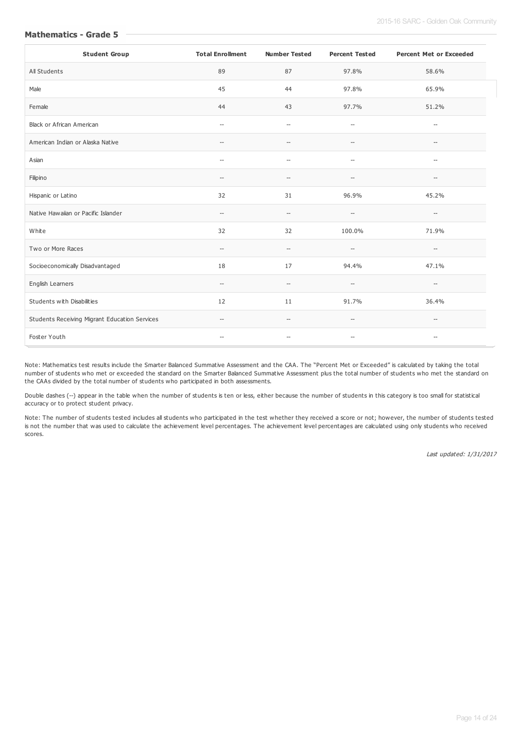### Mathematics - Grade 5

| Student Group | Total Enrollment | Number Tested | Percent Tested | Percent Met or Exceeded |
| --- | --- | --- | --- | --- |
| All Students | 89 | 87 | 97.8% | 58.6% |
| Male | 45 | 44 | 97.8% | 65.9% |
| Female | 44 | 43 | 97.7% | 51.2% |
| Black or African American | -- | -- | -- | -- |
| American Indian or Alaska Native | -- | -- | -- | -- |
| Asian | -- | -- | -- | -- |
| Filipino | -- | -- | -- | -- |
| Hispanic or Latino | 32 | 31 | 96.9% | 45.2% |
| Native Hawaiian or Pacific Islander | -- | -- | -- | -- |
| White | 32 | 32 | 100.0% | 71.9% |
| Two or More Races | -- | -- | -- | -- |
| Socioeconomically Disadvantaged | 18 | 17 | 94.4% | 47.1% |
| English Learners | -- | -- | -- | -- |
| Students with Disabilities | 12 | 11 | 91.7% | 36.4% |
| Students Receiving Migrant Education Services | -- | -- | -- | -- |
| Foster Youth | -- | -- | -- | -- |

Note: Mathematics test results include the Smarter Balanced Summative Assessment and the CAA. The "Percent Met or Exceeded" is calculated by taking the total number of students who met or exceeded the standard on the Smarter Balanced Summative Assessment plus the total number of students who met the standard on the CAAs divided by the total number of students who participated in both assessments.

Double dashes (--) appear in the table when the number of students is ten or less, either because the number of students in this category is too small for statistical accuracy or to protect student privacy.

Note: The number of students tested includes all students who participated in the test whether they received a score or not; however, the number of students tested is not the number that was used to calculate the achievement level percentages. The achievement level percentages are calculated using only students who received scores.

*Last updated: 1/31/2017*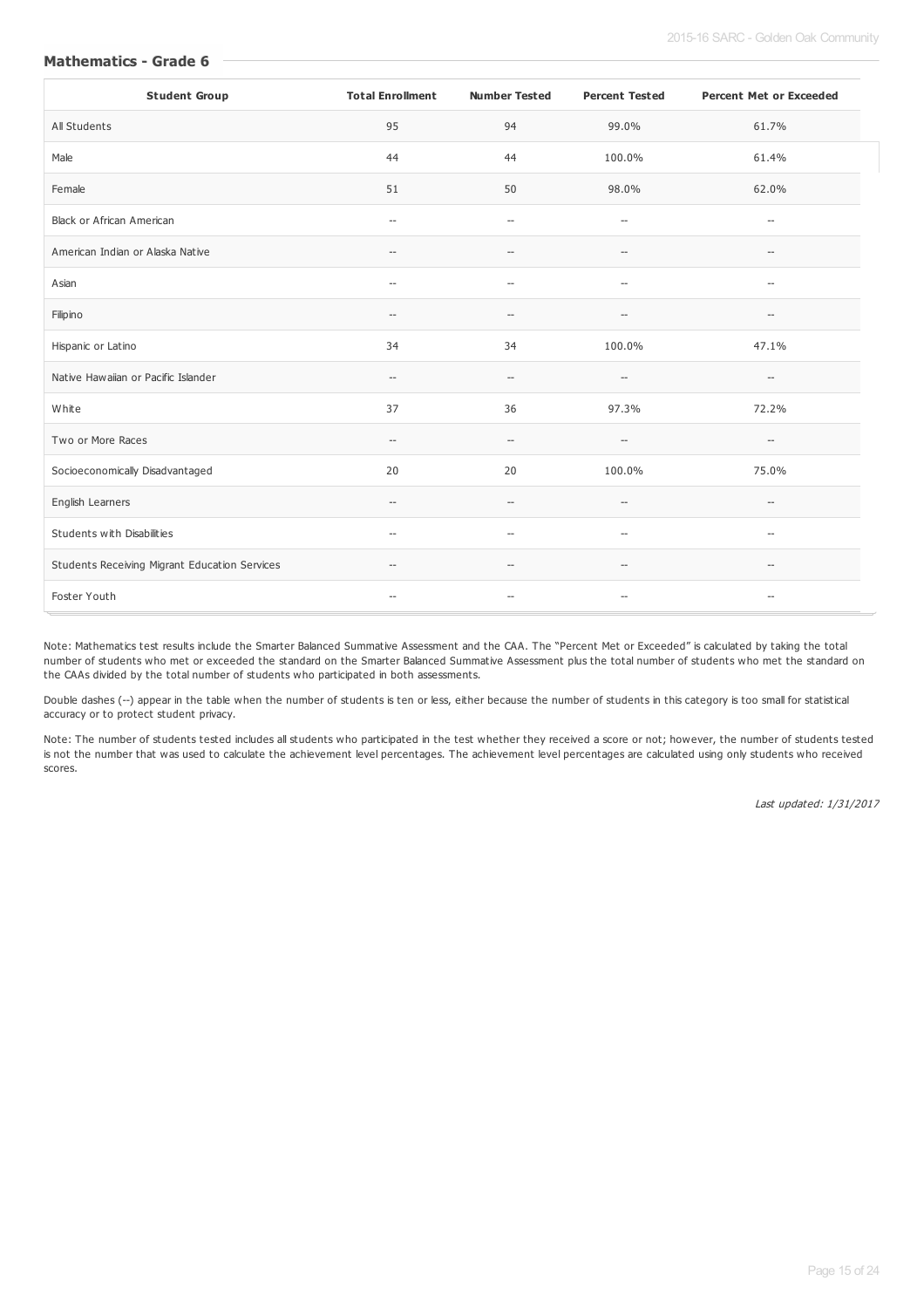## Mathematics - Grade 6

| Student Group | Total Enrollment | Number Tested | Percent Tested | Percent Met or Exceeded |
|---|---|---|---|---|
| All Students | 95 | 94 | 99.0% | 61.7% |
| Male | 44 | 44 | 100.0% | 61.4% |
| Female | 51 | 50 | 98.0% | 62.0% |
| Black or African American | -- | -- | -- | -- |
| American Indian or Alaska Native | -- | -- | -- | -- |
| Asian | -- | -- | -- | -- |
| Filipino | -- | -- | -- | -- |
| Hispanic or Latino | 34 | 34 | 100.0% | 47.1% |
| Native Hawaiian or Pacific Islander | -- | -- | -- | -- |
| White | 37 | 36 | 97.3% | 72.2% |
| Two or More Races | -- | -- | -- | -- |
| Socioeconomically Disadvantaged | 20 | 20 | 100.0% | 75.0% |
| English Learners | -- | -- | -- | -- |
| Students with Disabilities | -- | -- | -- | -- |
| Students Receiving Migrant Education Services | -- | -- | -- | -- |
| Foster Youth | -- | -- | -- | -- |

Note: Mathematics test results include the Smarter Balanced Summative Assessment and the CAA. The "Percent Met or Exceeded" is calculated by taking the total number of students who met or exceeded the standard on the Smarter Balanced Summative Assessment plus the total number of students who met the standard on the CAAs divided by the total number of students who participated in both assessments.

Double dashes (--) appear in the table when the number of students is ten or less, either because the number of students in this category is too small for statistical accuracy or to protect student privacy.

Note: The number of students tested includes all students who participated in the test whether they received a score or not; however, the number of students tested is not the number that was used to calculate the achievement level percentages. The achievement level percentages are calculated using only students who received scores.

*Last updated: 1/31/2017*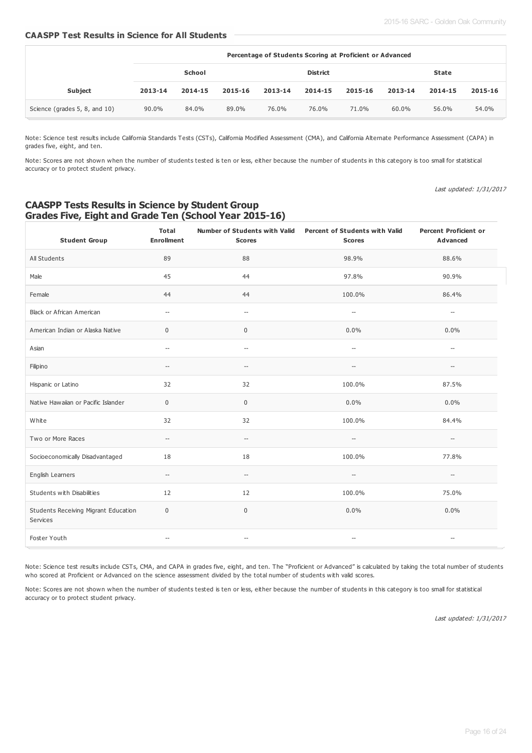## CAASPP Test Results in Science for All Students

| | Percentage of Students Scoring at Proficient or Advanced | | | | | | | | |
|---|---|---|---|---|---|---|---|---|---|
| | School | | | District | | | State | | |
| Subject | 2013-14 | 2014-15 | 2015-16 | 2013-14 | 2014-15 | 2015-16 | 2013-14 | 2014-15 | 2015-16 |
| Science (grades 5, 8, and 10) | 90.0% | 84.0% | 89.0% | 76.0% | 76.0% | 71.0% | 60.0% | 56.0% | 54.0% |

Note: Science test results include California Standards Tests (CSTs), California Modified Assessment (CMA), and California Alternate Performance Assessment (CAPA) in grades five, eight, and ten.

Note: Scores are not shown when the number of students tested is ten or less, either because the number of students in this category is too small for statistical accuracy or to protect student privacy.

*Last updated: 1/31/2017*

## CAASPP Tests Results in Science by Student Group Grades Five, Eight and Grade Ten (School Year 2015-16)

| Student Group | Total Enrollment | Number of Students with Valid Scores | Percent of Students with Valid Scores | Percent Proficient or Advanced |
|---|---|---|---|---|
| All Students | 89 | 88 | 98.9% | 88.6% |
| Male | 45 | 44 | 97.8% | 90.9% |
| Female | 44 | 44 | 100.0% | 86.4% |
| Black or African American | -- | -- | -- | -- |
| American Indian or Alaska Native | 0 | 0 | 0.0% | 0.0% |
| Asian | -- | -- | -- | -- |
| Filipino | -- | -- | -- | -- |
| Hispanic or Latino | 32 | 32 | 100.0% | 87.5% |
| Native Hawaiian or Pacific Islander | 0 | 0 | 0.0% | 0.0% |
| White | 32 | 32 | 100.0% | 84.4% |
| Two or More Races | -- | -- | -- | -- |
| Socioeconomically Disadvantaged | 18 | 18 | 100.0% | 77.8% |
| English Learners | -- | -- | -- | -- |
| Students with Disabilities | 12 | 12 | 100.0% | 75.0% |
| Students Receiving Migrant Education Services | 0 | 0 | 0.0% | 0.0% |
| Foster Youth | -- | -- | -- | -- |

Note: Science test results include CSTs, CMA, and CAPA in grades five, eight, and ten. The "Proficient or Advanced" is calculated by taking the total number of students who scored at Proficient or Advanced on the science assessment divided by the total number of students with valid scores.

Note: Scores are not shown when the number of students tested is ten or less, either because the number of students in this category is too small for statistical accuracy or to protect student privacy.

*Last updated: 1/31/2017*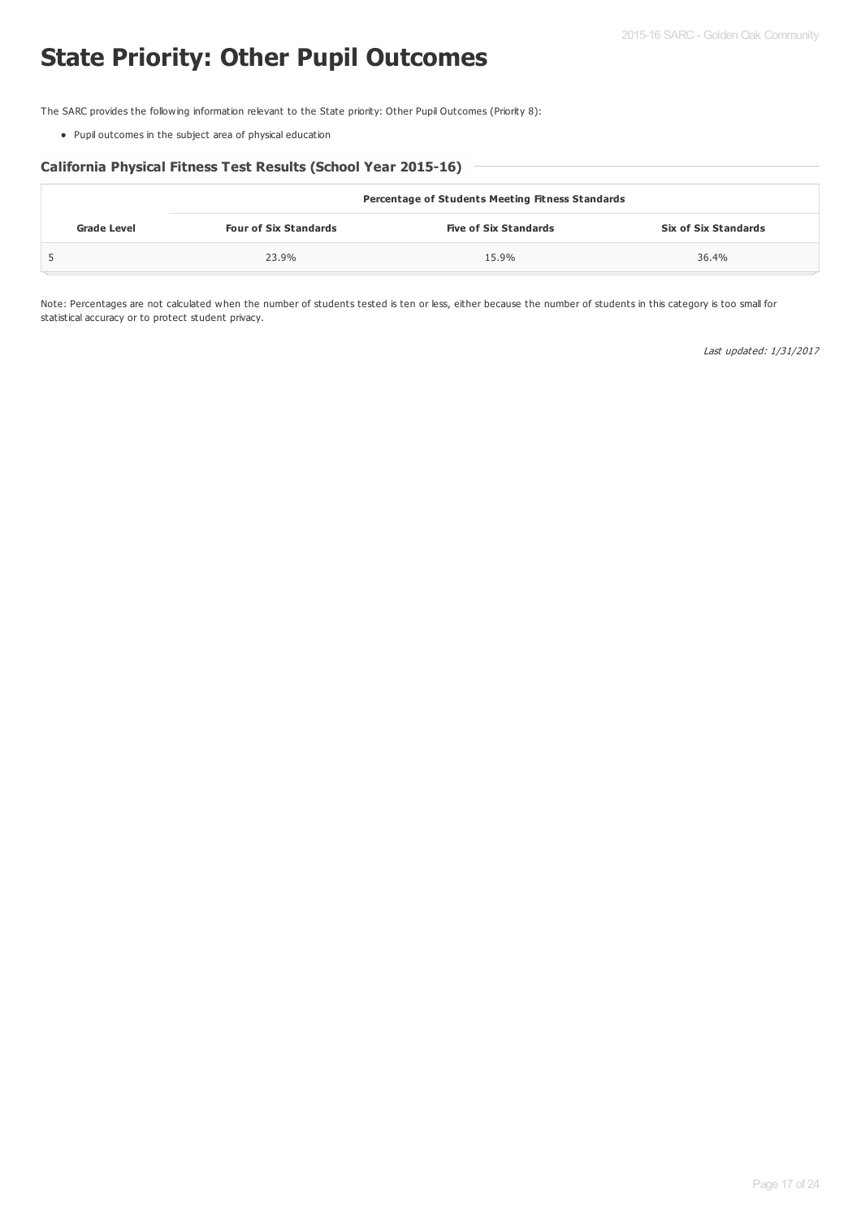# State Priority: Other Pupil Outcomes

The SARC provides the following information relevant to the State priority: Other Pupil Outcomes (Priority 8):

- Pupil outcomes in the subject area of physical education

### California Physical Fitness Test Results (School Year 2015-16)

| Grade Level | Percentage of Students Meeting Fitness Standards | | |
|---|---|---|---|
| | Four of Six Standards | Five of Six Standards | Six of Six Standards |
| 5 | 23.9% | 15.9% | 36.4% |

Note: Percentages are not calculated when the number of students tested is ten or less, either because the number of students in this category is too small for statistical accuracy or to protect student privacy.

*Last updated: 1/31/2017*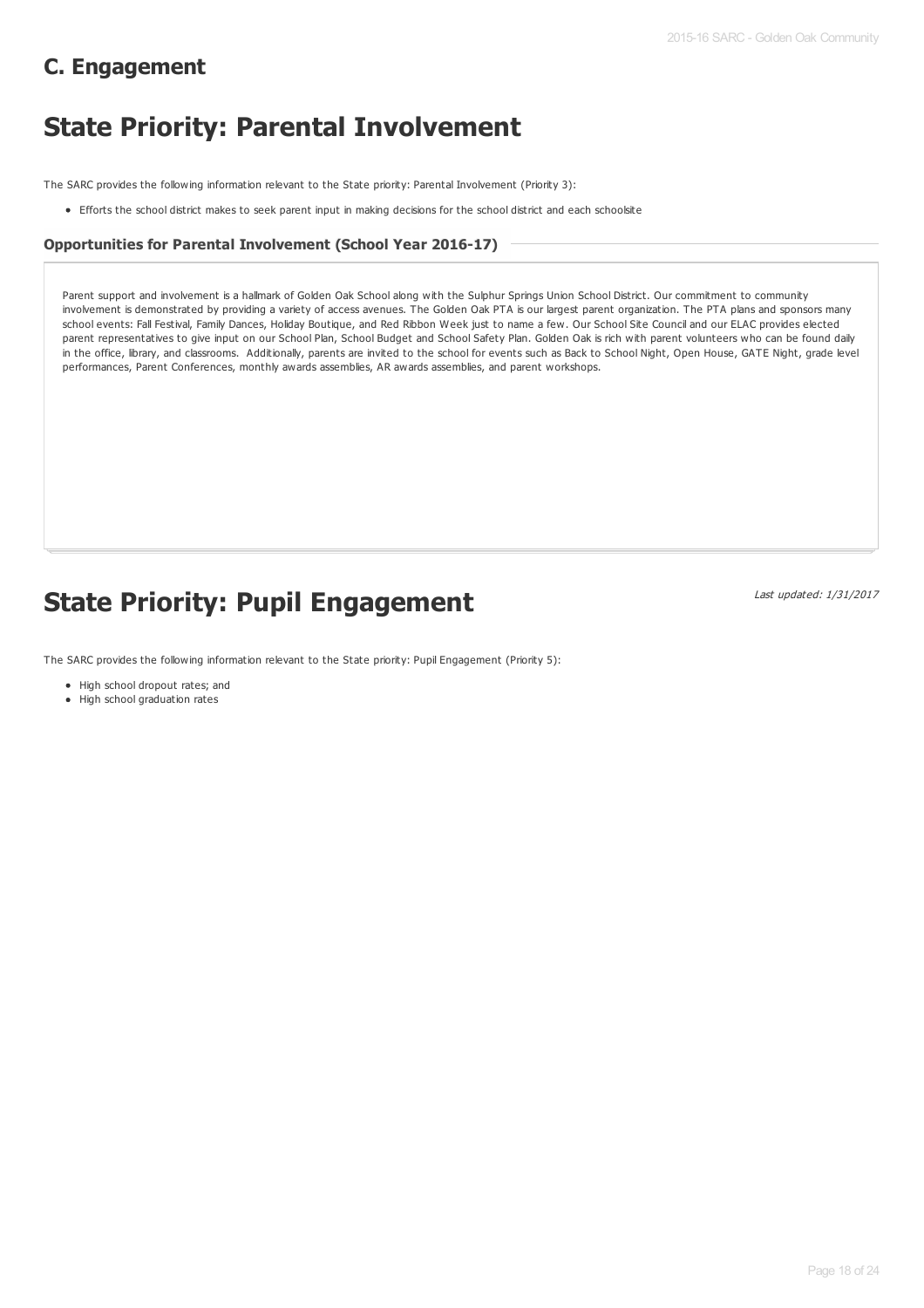## C. Engagement

# State Priority: Parental Involvement

The SARC provides the following information relevant to the State priority: Parental Involvement (Priority 3):

- Efforts the school district makes to seek parent input in making decisions for the school district and each schoolsite

### Opportunities for Parental Involvement (School Year 2016-17)

Parent support and involvement is a hallmark of Golden Oak School along with the Sulphur Springs Union School District. Our commitment to community involvement is demonstrated by providing a variety of access avenues. The Golden Oak PTA is our largest parent organization. The PTA plans and sponsors many school events: Fall Festival, Family Dances, Holiday Boutique, and Red Ribbon Week just to name a few. Our School Site Council and our ELAC provides elected parent representatives to give input on our School Plan, School Budget and School Safety Plan. Golden Oak is rich with parent volunteers who can be found daily in the office, library, and classrooms. Additionally, parents are invited to the school for events such as Back to School Night, Open House, GATE Night, grade level performances, Parent Conferences, monthly awards assemblies, AR awards assemblies, and parent workshops.

# State Priority: Pupil Engagement

*Last updated: 1/31/2017*

The SARC provides the following information relevant to the State priority: Pupil Engagement (Priority 5):

- High school dropout rates; and
- High school graduation rates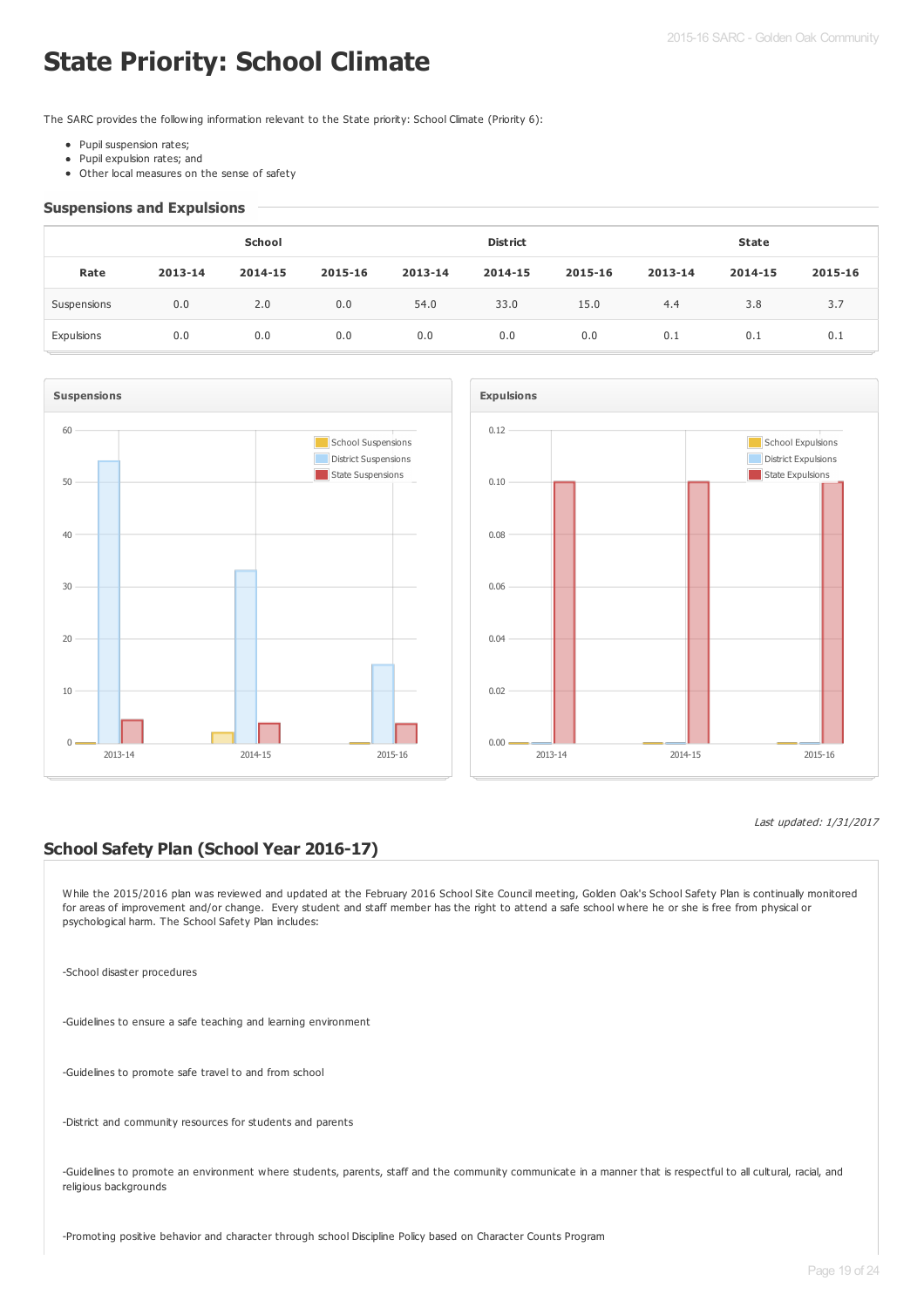# State Priority: School Climate

The SARC provides the following information relevant to the State priority: School Climate (Priority 6):

- Pupil suspension rates;
- Pupil expulsion rates; and
- Other local measures on the sense of safety

## Suspensions and Expulsions

| | School | | | District | | | State | | |
|---|---|---|---|---|---|---|---|---|---|
| Rate | 2013-14 | 2014-15 | 2015-16 | 2013-14 | 2014-15 | 2015-16 | 2013-14 | 2014-15 | 2015-16 |
| Suspensions | 0.0 | 2.0 | 0.0 | 54.0 | 33.0 | 15.0 | 4.4 | 3.8 | 3.7 |
| Expulsions | 0.0 | 0.0 | 0.0 | 0.0 | 0.0 | 0.0 | 0.1 | 0.1 | 0.1 |

*Last updated: 1/31/2017*

## School Safety Plan (School Year 2016-17)

While the 2015/2016 plan was reviewed and updated at the February 2016 School Site Council meeting, Golden Oak's School Safety Plan is continually monitored for areas of improvement and/or change. Every student and staff member has the right to attend a safe school where he or she is free from physical or psychological harm. The School Safety Plan includes:

-School disaster procedures

-Guidelines to ensure a safe teaching and learning environment

-Guidelines to promote safe travel to and from school

-District and community resources for students and parents

-Guidelines to promote an environment where students, parents, staff and the community communicate in a manner that is respectful to all cultural, racial, and religious backgrounds

-Promoting positive behavior and character through school Discipline Policy based on Character Counts Program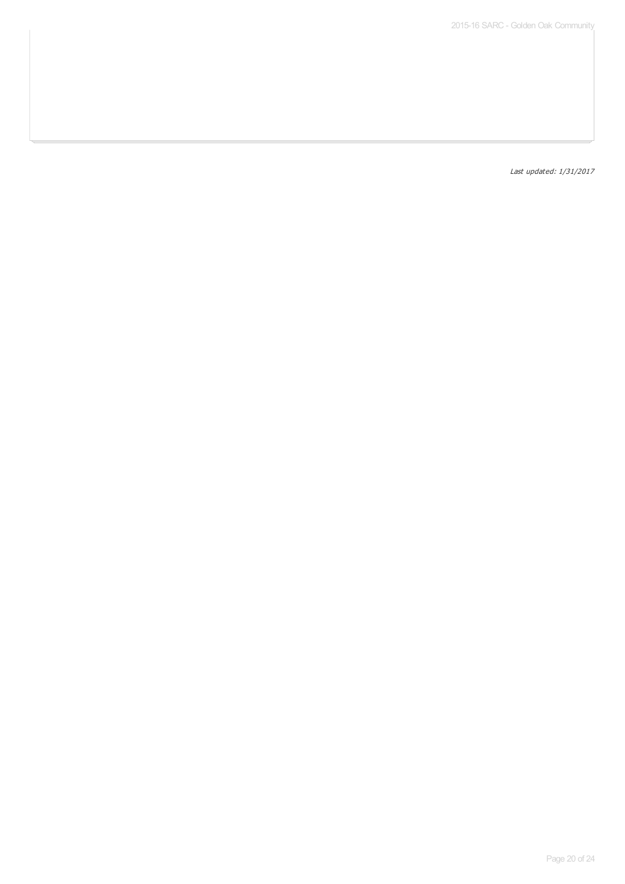*Last updated: 1/31/2017*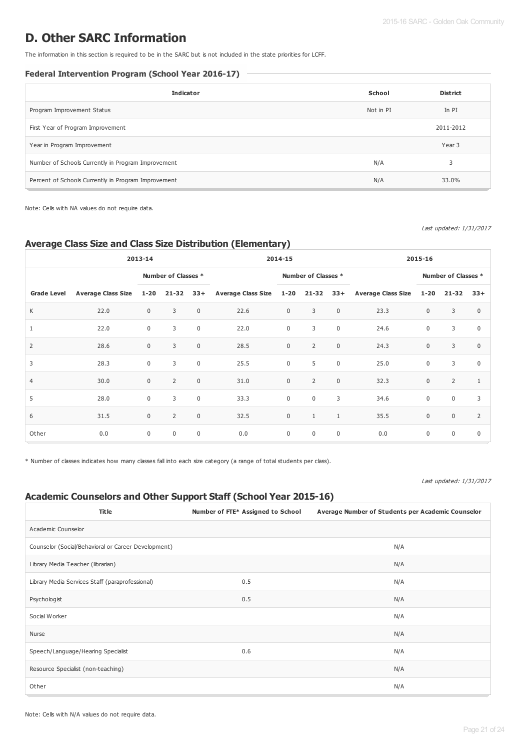# D. Other SARC Information

The information in this section is required to be in the SARC but is not included in the state priorities for LCFF.

### Federal Intervention Program (School Year 2016-17)

| Indicator | School | District |
|---|---|---|
| Program Improvement Status | Not in PI | In PI |
| First Year of Program Improvement | | 2011-2012 |
| Year in Program Improvement | | Year 3 |
| Number of Schools Currently in Program Improvement | N/A | 3 |
| Percent of Schools Currently in Program Improvement | N/A | 33.0% |

Note: Cells with NA values do not require data.

*Last updated: 1/31/2017*

## Average Class Size and Class Size Distribution (Elementary)

| | 2013-14 | | | | 2014-15 | | | | 2015-16 | | | |
|---|---|---|---|---|---|---|---|---|---|---|---|---|
| | | Number of Classes * | | | | Number of Classes * | | | | Number of Classes * | | |
| Grade Level | Average Class Size | 1-20 | 21-32 | 33+ | Average Class Size | 1-20 | 21-32 | 33+ | Average Class Size | 1-20 | 21-32 | 33+ |
| K | 22.0 | 0 | 3 | 0 | 22.6 | 0 | 3 | 0 | 23.3 | 0 | 3 | 0 |
| 1 | 22.0 | 0 | 3 | 0 | 22.0 | 0 | 3 | 0 | 24.6 | 0 | 3 | 0 |
| 2 | 28.6 | 0 | 3 | 0 | 28.5 | 0 | 2 | 0 | 24.3 | 0 | 3 | 0 |
| 3 | 28.3 | 0 | 3 | 0 | 25.5 | 0 | 5 | 0 | 25.0 | 0 | 3 | 0 |
| 4 | 30.0 | 0 | 2 | 0 | 31.0 | 0 | 2 | 0 | 32.3 | 0 | 2 | 1 |
| 5 | 28.0 | 0 | 3 | 0 | 33.3 | 0 | 0 | 3 | 34.6 | 0 | 0 | 3 |
| 6 | 31.5 | 0 | 2 | 0 | 32.5 | 0 | 1 | 1 | 35.5 | 0 | 0 | 2 |
| Other | 0.0 | 0 | 0 | 0 | 0.0 | 0 | 0 | 0 | 0.0 | 0 | 0 | 0 |

\* Number of classes indicates how many classes fall into each size category (a range of total students per class).

*Last updated: 1/31/2017*

## Academic Counselors and Other Support Staff (School Year 2015-16)

| Title | Number of FTE* Assigned to School | Average Number of Students per Academic Counselor |
|---|---|---|
| Academic Counselor | | |
| Counselor (Social/Behavioral or Career Development) | | N/A |
| Library Media Teacher (librarian) | | N/A |
| Library Media Services Staff (paraprofessional) | 0.5 | N/A |
| Psychologist | 0.5 | N/A |
| Social Worker | | N/A |
| Nurse | | N/A |
| Speech/Language/Hearing Specialist | 0.6 | N/A |
| Resource Specialist (non-teaching) | | N/A |
| Other | | N/A |

Note: Cells with N/A values do not require data.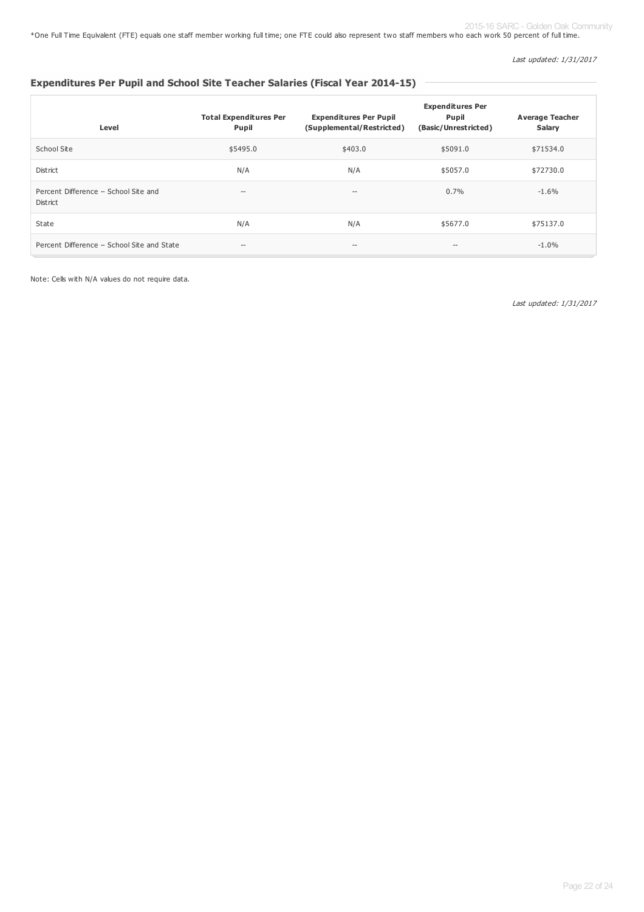*One Full Time Equivalent (FTE) equals one staff member working full time; one FTE could also represent two staff members who each work 50 percent of full time.

*Last updated: 1/31/2017*

### Expenditures Per Pupil and School Site Teacher Salaries (Fiscal Year 2014-15)

| Level | Total Expenditures Per Pupil | Expenditures Per Pupil (Supplemental/Restricted) | Expenditures Per Pupil (Basic/Unrestricted) | Average Teacher Salary |
|---|---|---|---|---|
| School Site | $5495.0 | $403.0 | $5091.0 | $71534.0 |
| District | N/A | N/A | $5057.0 | $72730.0 |
| Percent Difference – School Site and District | -- | -- | 0.7% | -1.6% |
| State | N/A | N/A | $5677.0 | $75137.0 |
| Percent Difference – School Site and State | -- | -- | -- | -1.0% |

Note: Cells with N/A values do not require data.

*Last updated: 1/31/2017*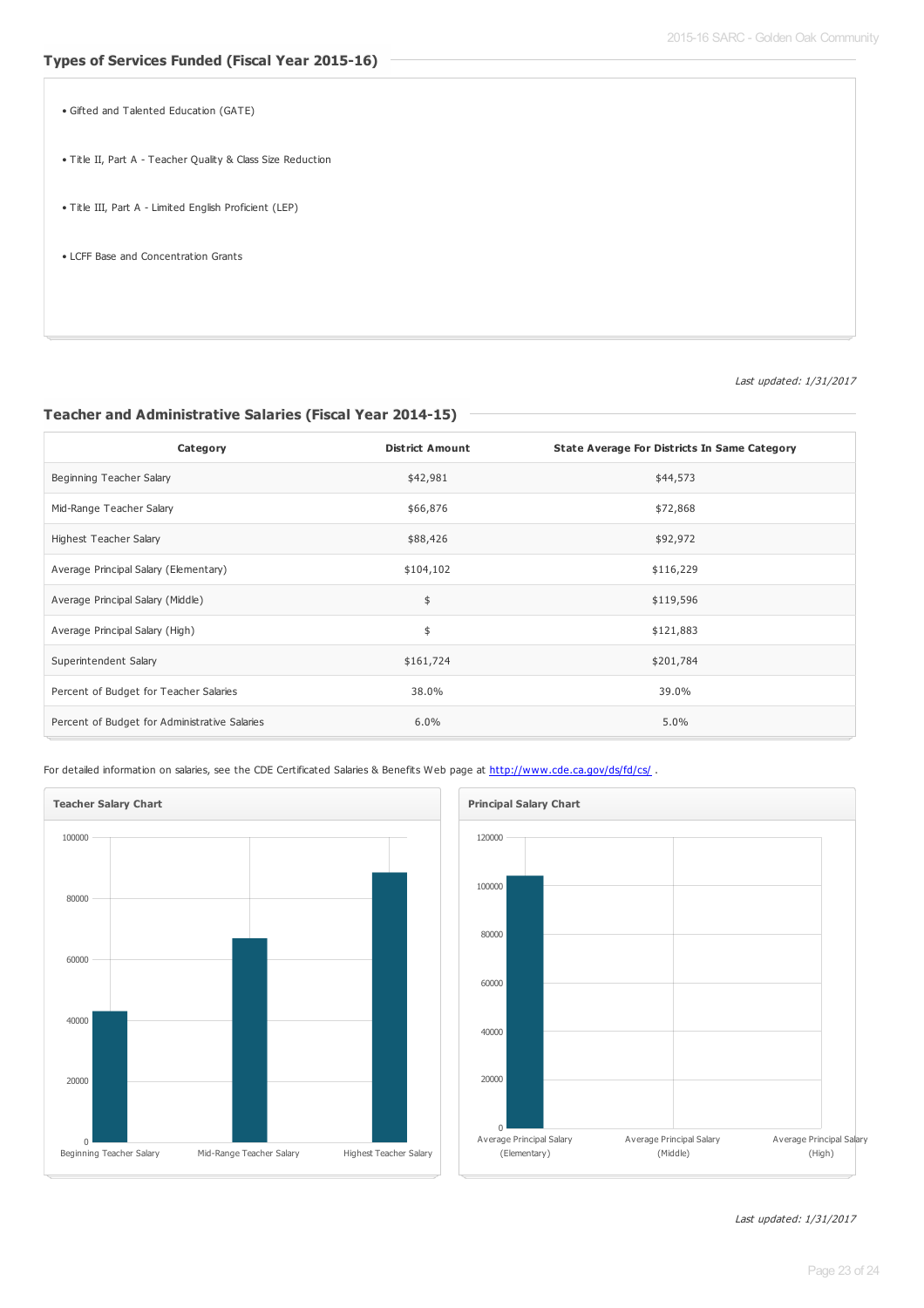## Types of Services Funded (Fiscal Year 2015-16)

- Gifted and Talented Education (GATE)
- Title II, Part A - Teacher Quality & Class Size Reduction
- Title III, Part A - Limited English Proficient (LEP)
- LCFF Base and Concentration Grants

*Last updated: 1/31/2017*

## Teacher and Administrative Salaries (Fiscal Year 2014-15)

| Category | District Amount | State Average For Districts In Same Category |
|---|---|---|
| Beginning Teacher Salary | $42,981 | $44,573 |
| Mid-Range Teacher Salary | $66,876 | $72,868 |
| Highest Teacher Salary | $88,426 | $92,972 |
| Average Principal Salary (Elementary) | $104,102 | $116,229 |
| Average Principal Salary (Middle) | $ | $119,596 |
| Average Principal Salary (High) | $ | $121,883 |
| Superintendent Salary | $161,724 | $201,784 |
| Percent of Budget for Teacher Salaries | 38.0% | 39.0% |
| Percent of Budget for Administrative Salaries | 6.0% | 5.0% |

For detailed information on salaries, see the CDE Certificated Salaries & Benefits Web page at http://www.cde.ca.gov/ds/fd/cs/ .

**Teacher Salary Chart**

**Principal Salary Chart**

*Last updated: 1/31/2017*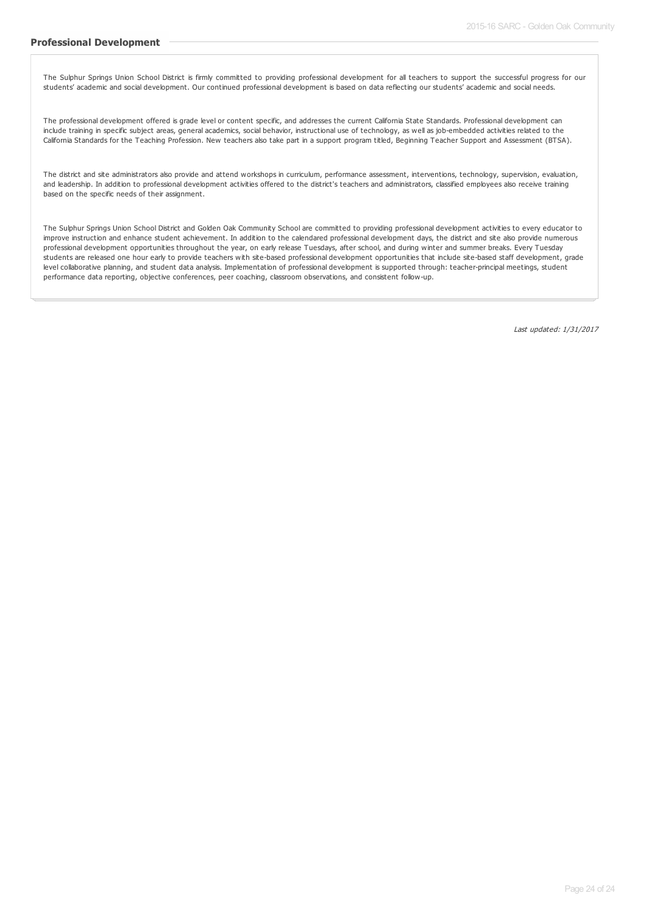## Professional Development

The Sulphur Springs Union School District is firmly committed to providing professional development for all teachers to support the successful progress for our students' academic and social development. Our continued professional development is based on data reflecting our students' academic and social needs.

The professional development offered is grade level or content specific, and addresses the current California State Standards. Professional development can include training in specific subject areas, general academics, social behavior, instructional use of technology, as well as job-embedded activities related to the California Standards for the Teaching Profession. New teachers also take part in a support program titled, Beginning Teacher Support and Assessment (BTSA).

The district and site administrators also provide and attend workshops in curriculum, performance assessment, interventions, technology, supervision, evaluation, and leadership. In addition to professional development activities offered to the district's teachers and administrators, classified employees also receive training based on the specific needs of their assignment.

The Sulphur Springs Union School District and Golden Oak Community School are committed to providing professional development activities to every educator to improve instruction and enhance student achievement. In addition to the calendared professional development days, the district and site also provide numerous professional development opportunities throughout the year, on early release Tuesdays, after school, and during winter and summer breaks. Every Tuesday students are released one hour early to provide teachers with site-based professional development opportunities that include site-based staff development, grade level collaborative planning, and student data analysis. Implementation of professional development is supported through: teacher-principal meetings, student performance data reporting, objective conferences, peer coaching, classroom observations, and consistent follow-up.

*Last updated: 1/31/2017*